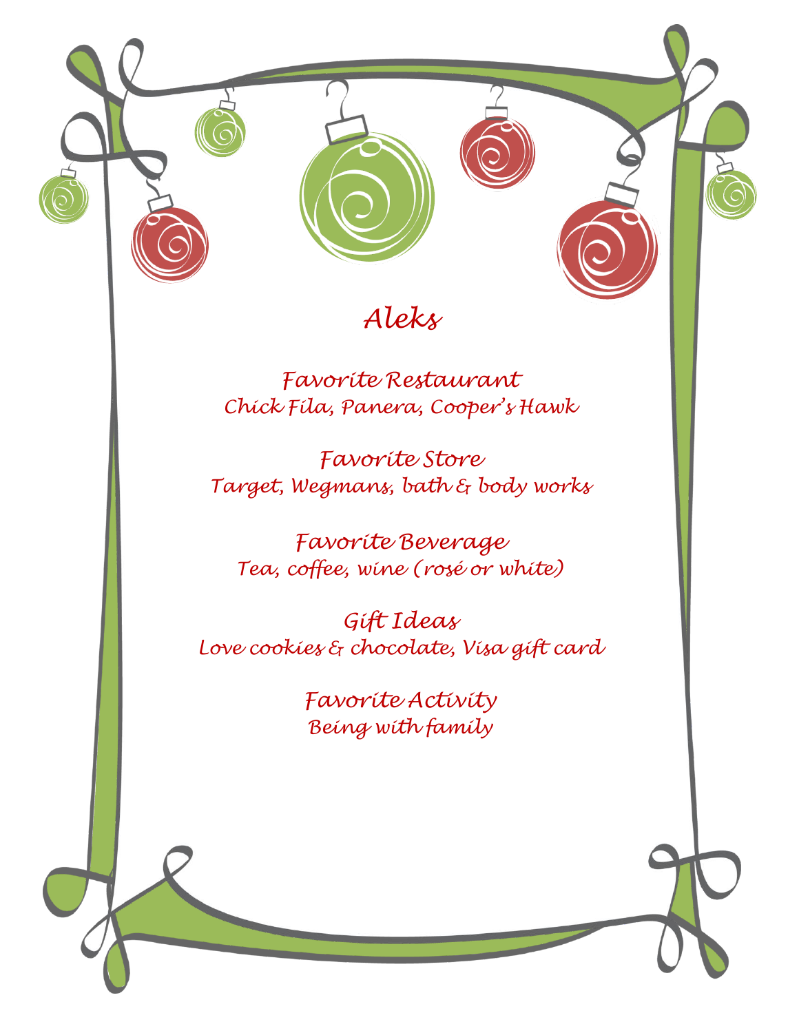# Aleks

## Favorite Restaurant
Chick Fila, Panera, Cooper's Hawk

## Favorite Store
Target, Wegmans, bath & body works

## Favorite Beverage
Tea, coffee, wine (rosé or white)

## Gift Ideas
Love cookies & chocolate, Visa gift card

## Favorite Activity
Being with family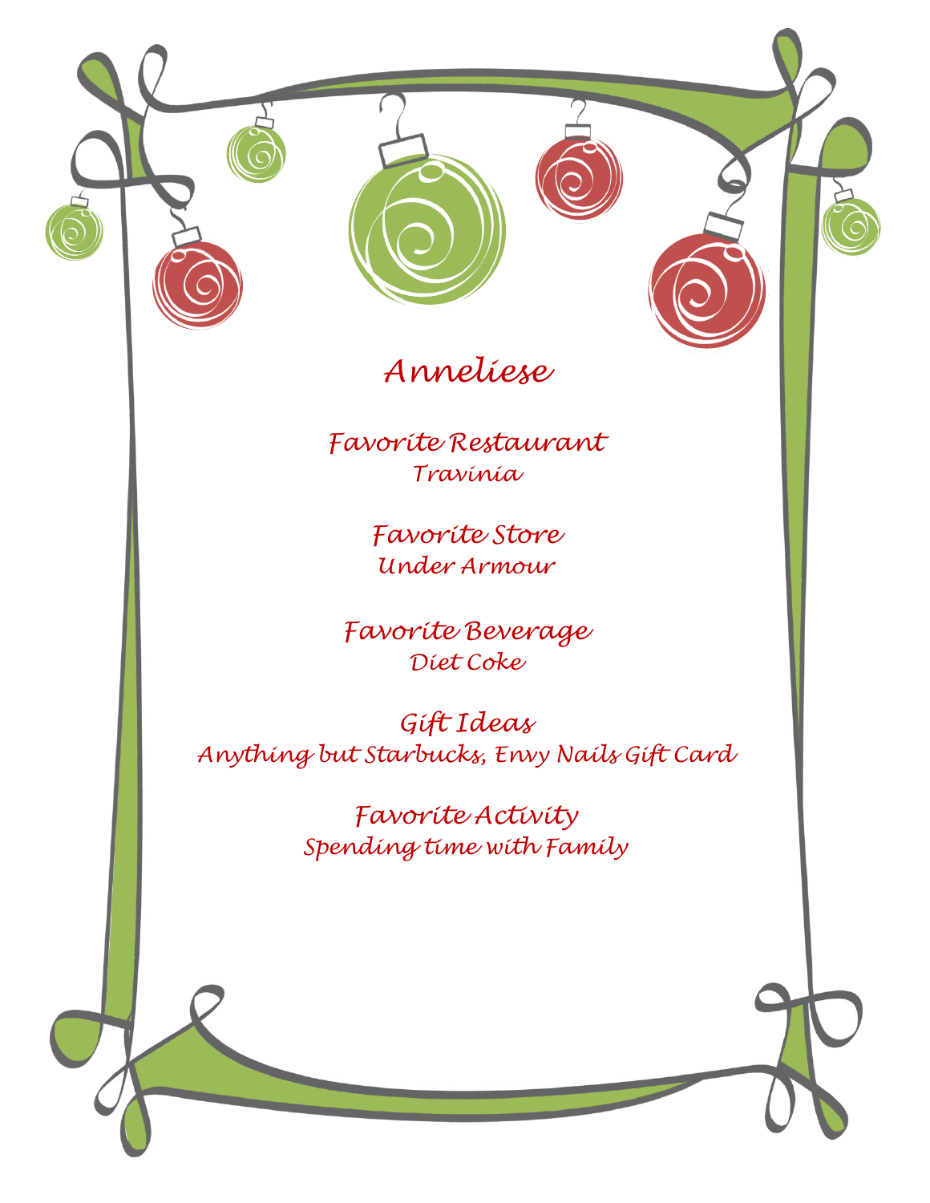# Anneliese

**Favorite Restaurant**
Travinia

**Favorite Store**
Under Armour

**Favorite Beverage**
Diet Coke

**Gift Ideas**
Anything but Starbucks, Envy Nails Gift Card

**Favorite Activity**
Spending time with Family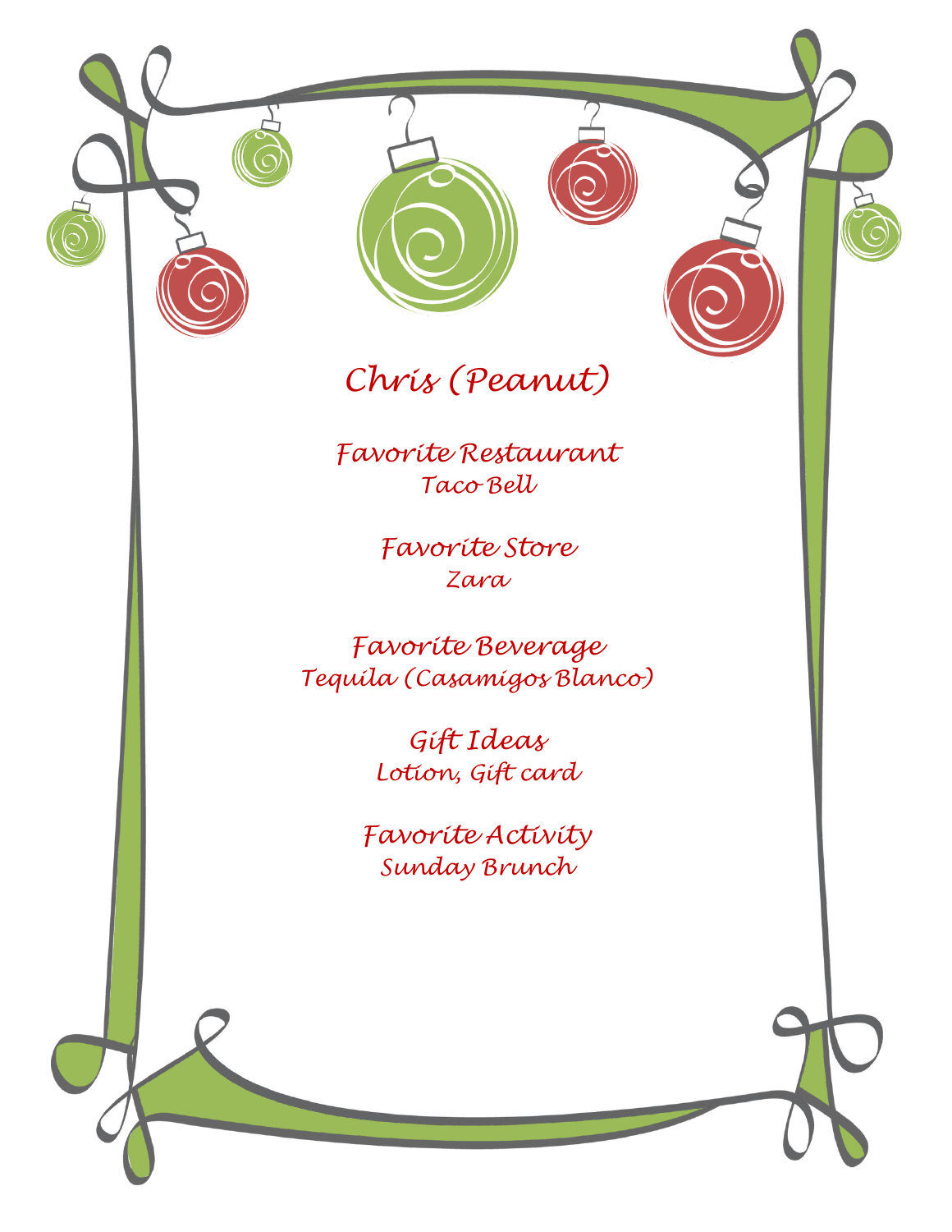# Chris (Peanut)

**Favorite Restaurant**
Taco Bell

**Favorite Store**
Zara

**Favorite Beverage**
Tequila (Casamigos Blanco)

**Gift Ideas**
Lotion, Gift card

**Favorite Activity**
Sunday Brunch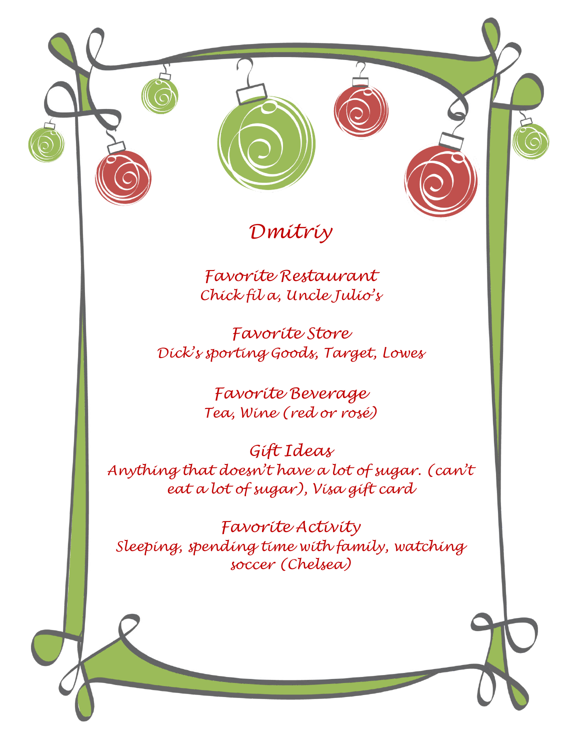# Dmitriy

## Favorite Restaurant
Chick fil a, Uncle Julio's

## Favorite Store
Dick's sporting Goods, Target, Lowes

## Favorite Beverage
Tea, Wine (red or rosé)

## Gift Ideas
Anything that doesn't have a lot of sugar. (can't eat a lot of sugar), Visa gift card

## Favorite Activity
Sleeping, spending time with family, watching soccer (Chelsea)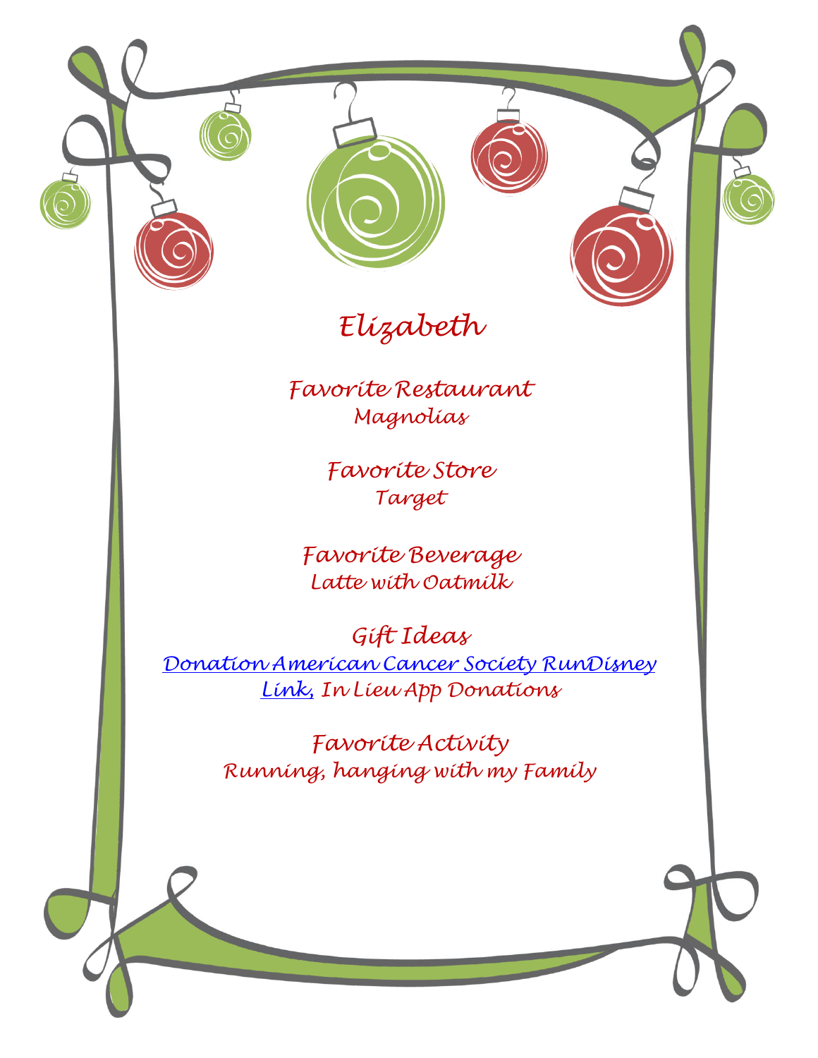# Elizabeth

## Favorite Restaurant
Magnolias

## Favorite Store
Target

## Favorite Beverage
Latte with Oatmilk

## Gift Ideas
Donation American Cancer Society RunDisney Link, In Lieu App Donations

## Favorite Activity
Running, hanging with my Family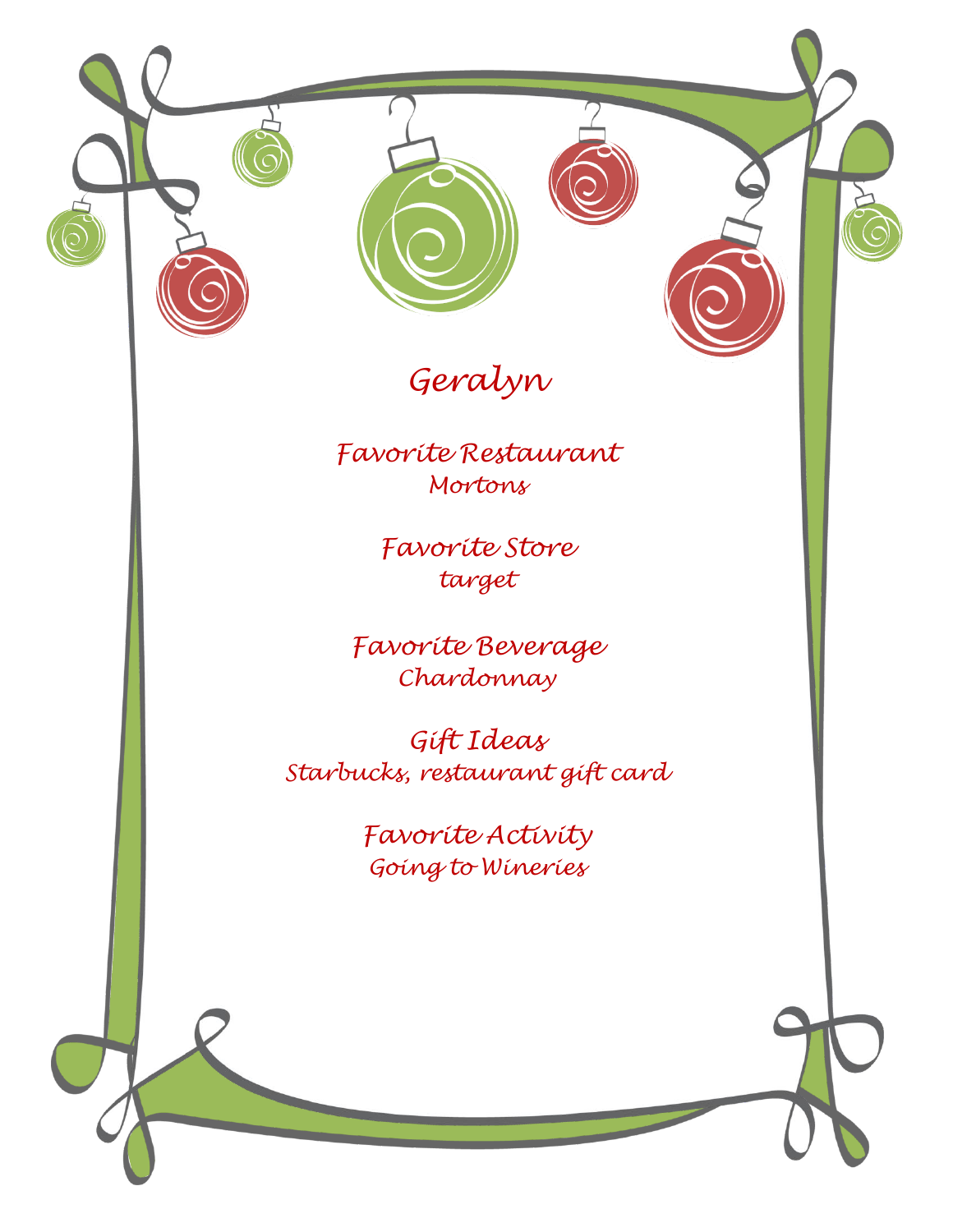# Geralyn

## Favorite Restaurant
Mortons

## Favorite Store
target

## Favorite Beverage
Chardonnay

## Gift Ideas
Starbucks, restaurant gift card

## Favorite Activity
Going to Wineries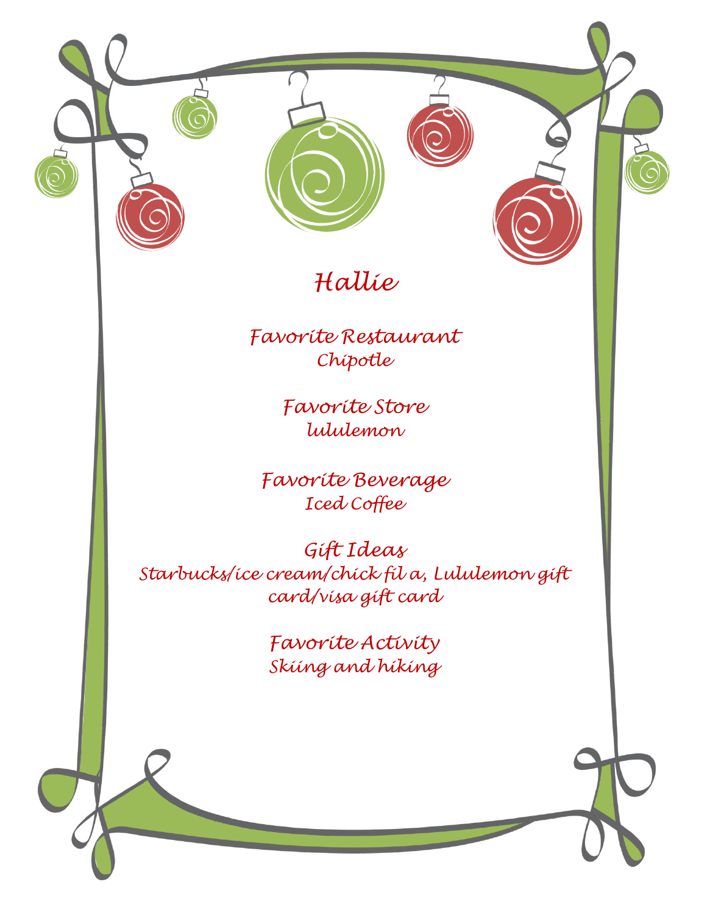# Hallie

**Favorite Restaurant**
Chipotle

**Favorite Store**
lululemon

**Favorite Beverage**
Iced Coffee

**Gift Ideas**
Starbucks/ice cream/chick fil a, Lululemon gift card/visa gift card

**Favorite Activity**
Skiing and hiking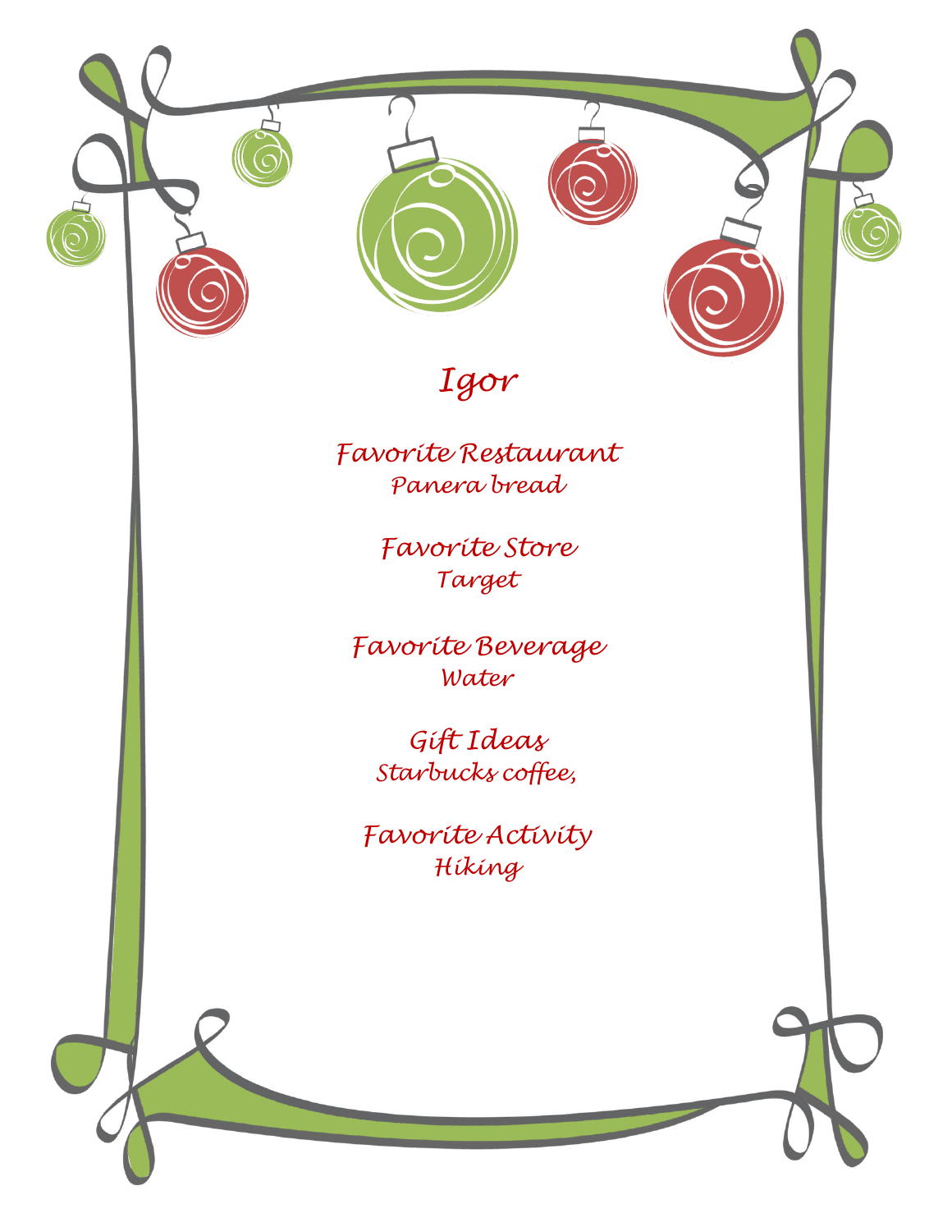# Igor

**Favorite Restaurant**
Panera bread

**Favorite Store**
Target

**Favorite Beverage**
Water

**Gift Ideas**
Starbucks coffee,

**Favorite Activity**
Hiking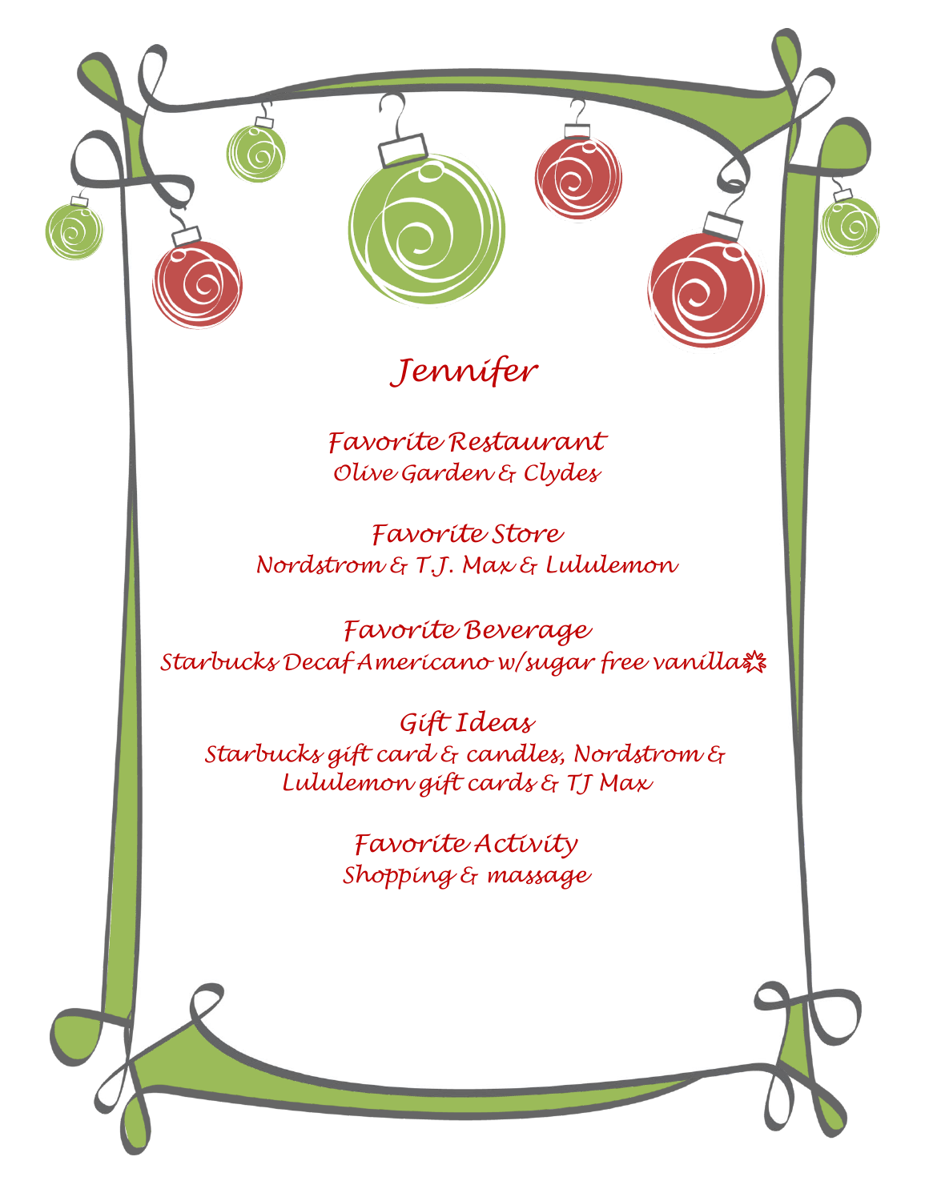# Jennifer

## Favorite Restaurant
Olive Garden & Clydes

## Favorite Store
Nordstrom & T.J. Max & Lululemon

## Favorite Beverage
Starbucks Decaf Americano w/sugar free vanilla

## Gift Ideas
Starbucks gift card & candles, Nordstrom & Lululemon gift cards & TJ Max

## Favorite Activity
Shopping & massage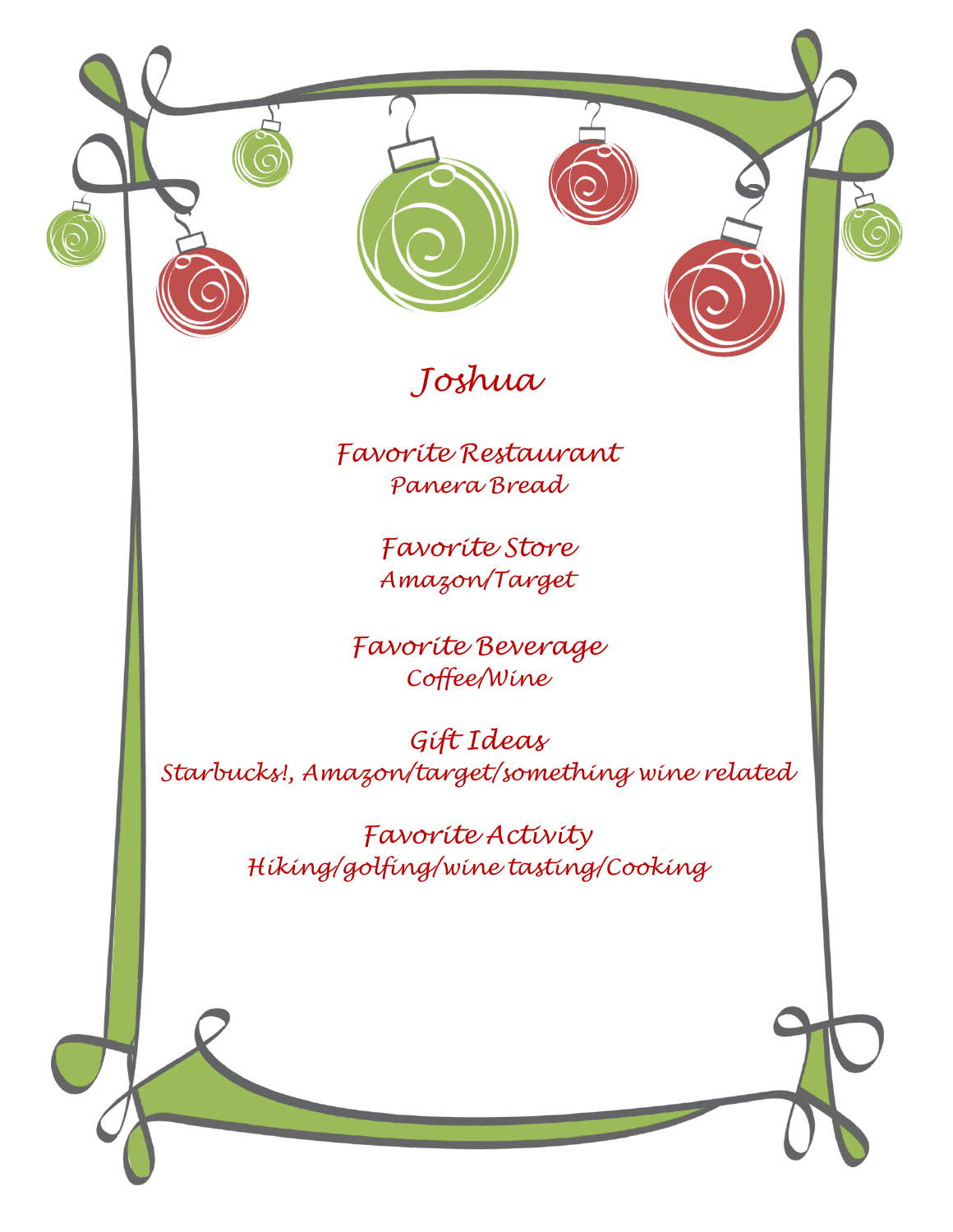# Joshua

**Favorite Restaurant**
Panera Bread

**Favorite Store**
Amazon/Target

**Favorite Beverage**
Coffee/Wine

**Gift Ideas**
Starbucks!, Amazon/target/something wine related

**Favorite Activity**
Hiking/golfing/wine tasting/Cooking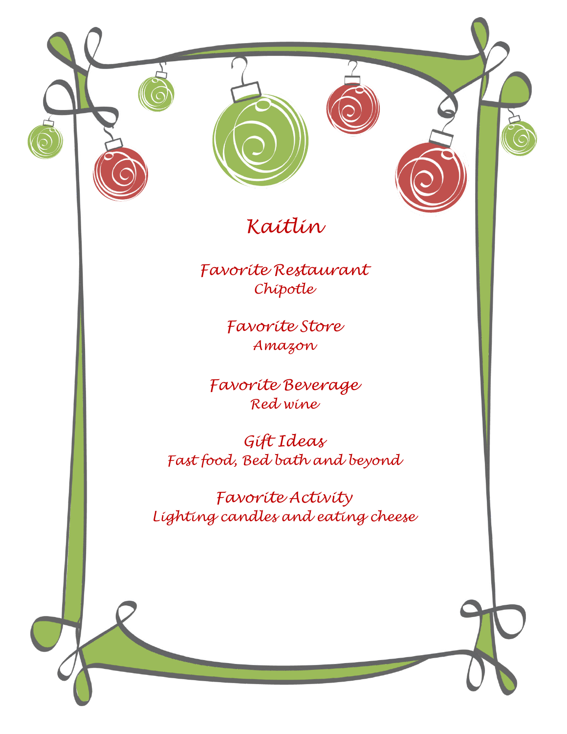# Kaitlin

**Favorite Restaurant**
Chipotle

**Favorite Store**
Amazon

**Favorite Beverage**
Red wine

**Gift Ideas**
Fast food, Bed bath and beyond

**Favorite Activity**
Lighting candles and eating cheese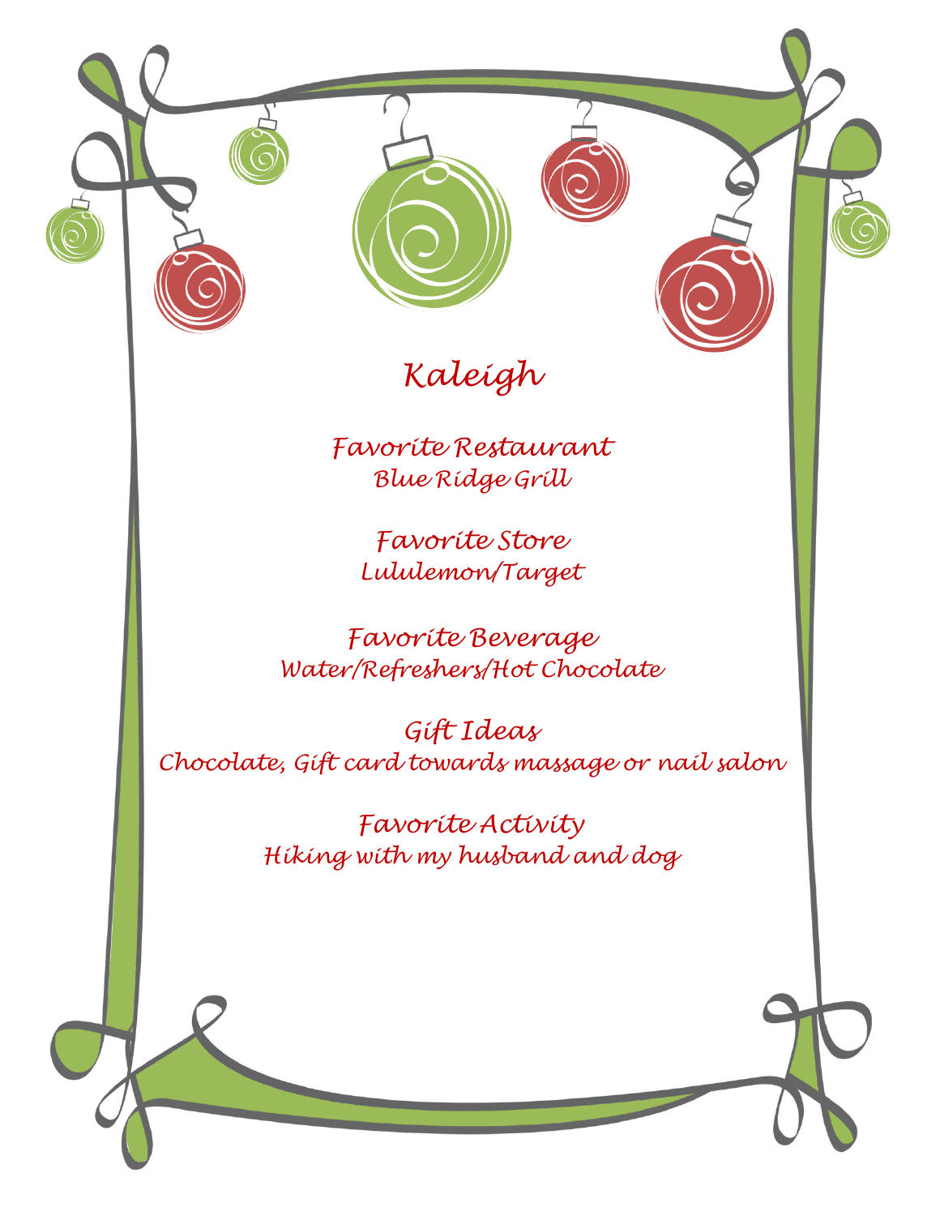# Kaleigh

## Favorite Restaurant
Blue Ridge Grill

## Favorite Store
Lululemon/Target

## Favorite Beverage
Water/Refreshers/Hot Chocolate

## Gift Ideas
Chocolate, Gift card towards massage or nail salon

## Favorite Activity
Hiking with my husband and dog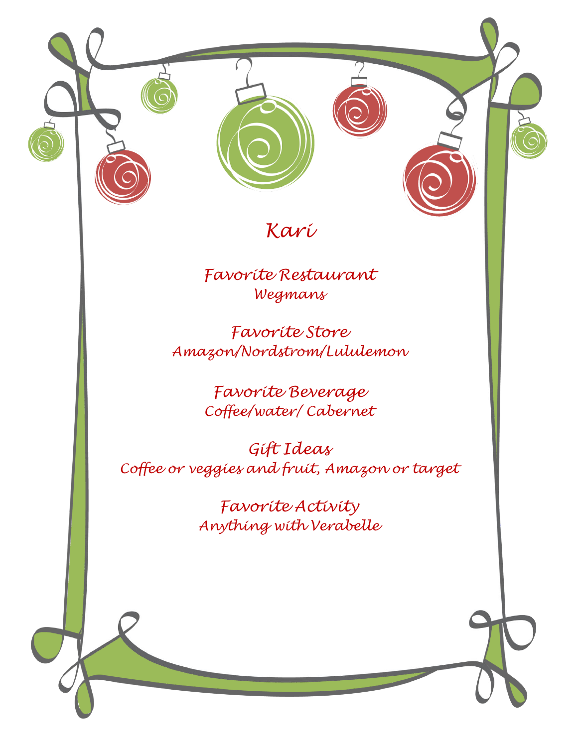# Kari

**Favorite Restaurant**
Wegmans

**Favorite Store**
Amazon/Nordstrom/Lululemon

**Favorite Beverage**
Coffee/water/ Cabernet

**Gift Ideas**
Coffee or veggies and fruit, Amazon or target

**Favorite Activity**
Anything with Verabelle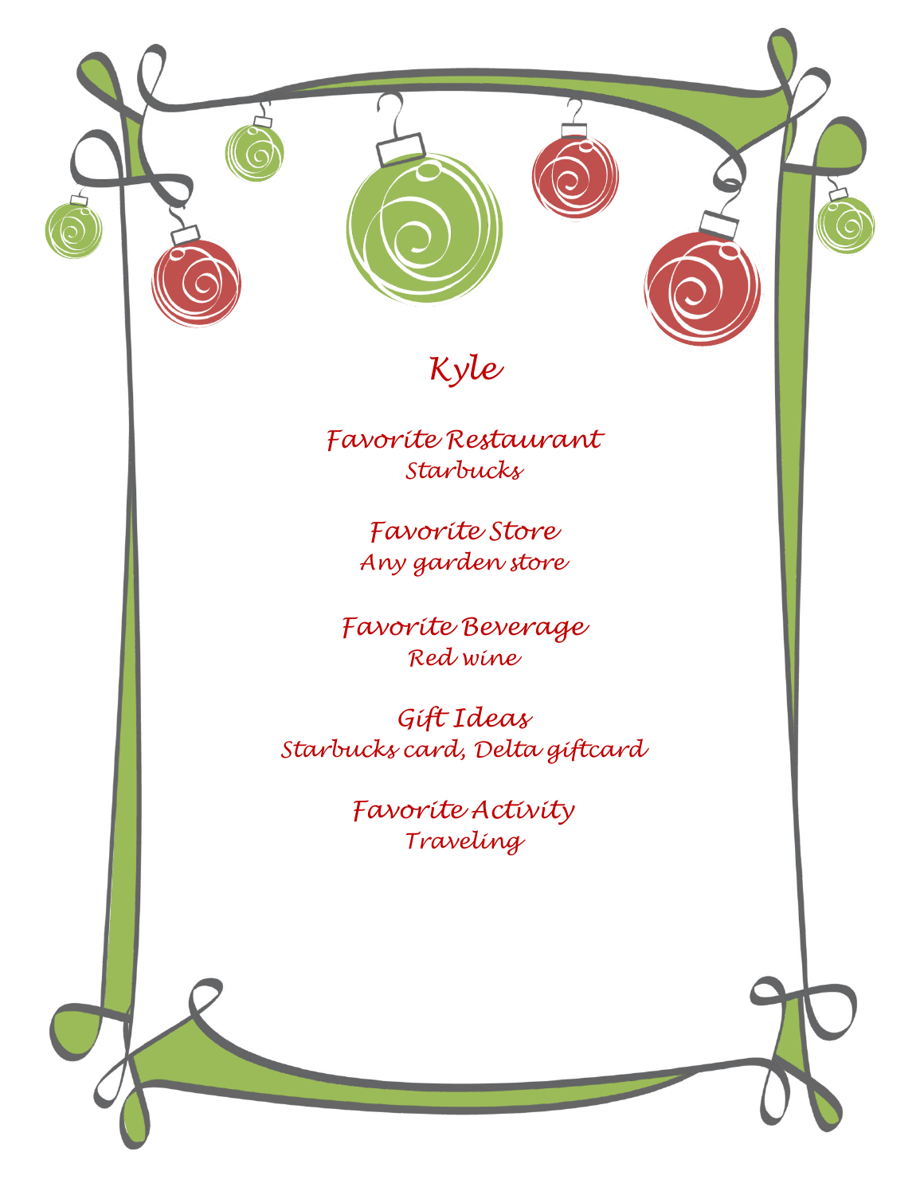# Kyle

**Favorite Restaurant**
Starbucks

**Favorite Store**
Any garden store

**Favorite Beverage**
Red wine

**Gift Ideas**
Starbucks card, Delta giftcard

**Favorite Activity**
Traveling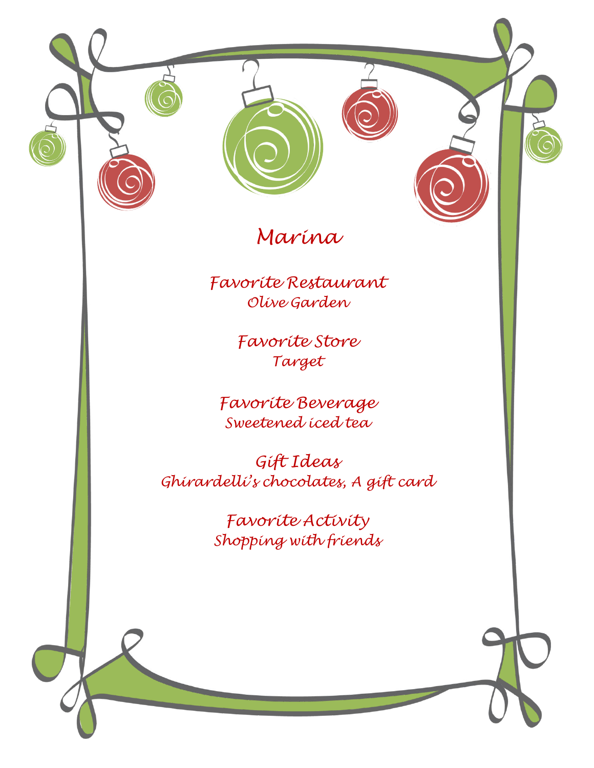# Marina

**Favorite Restaurant**
Olive Garden

**Favorite Store**
Target

**Favorite Beverage**
Sweetened iced tea

**Gift Ideas**
Ghirardelli's chocolates, A gift card

**Favorite Activity**
Shopping with friends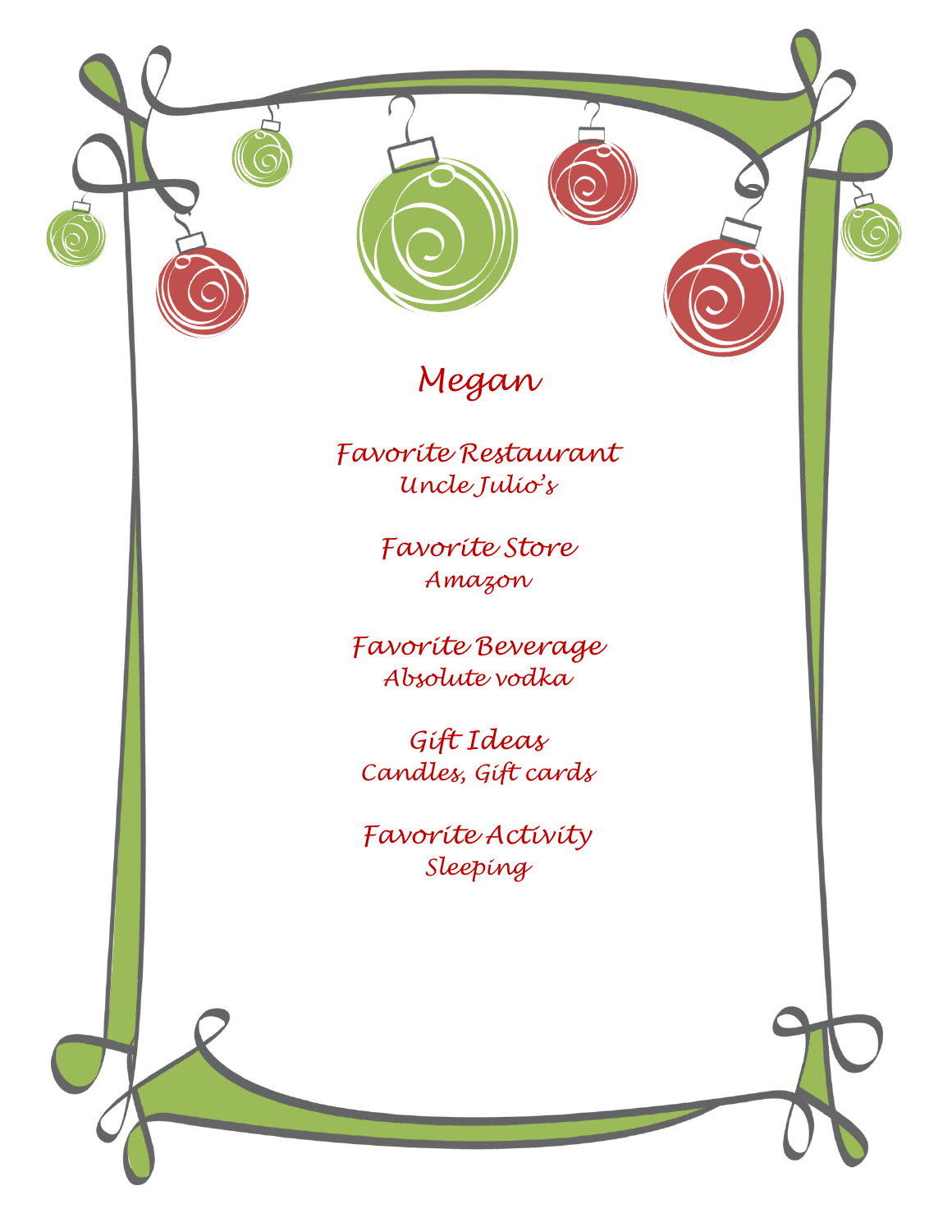# Megan

**Favorite Restaurant**
Uncle Julio's

**Favorite Store**
Amazon

**Favorite Beverage**
Absolute vodka

**Gift Ideas**
Candles, Gift cards

**Favorite Activity**
Sleeping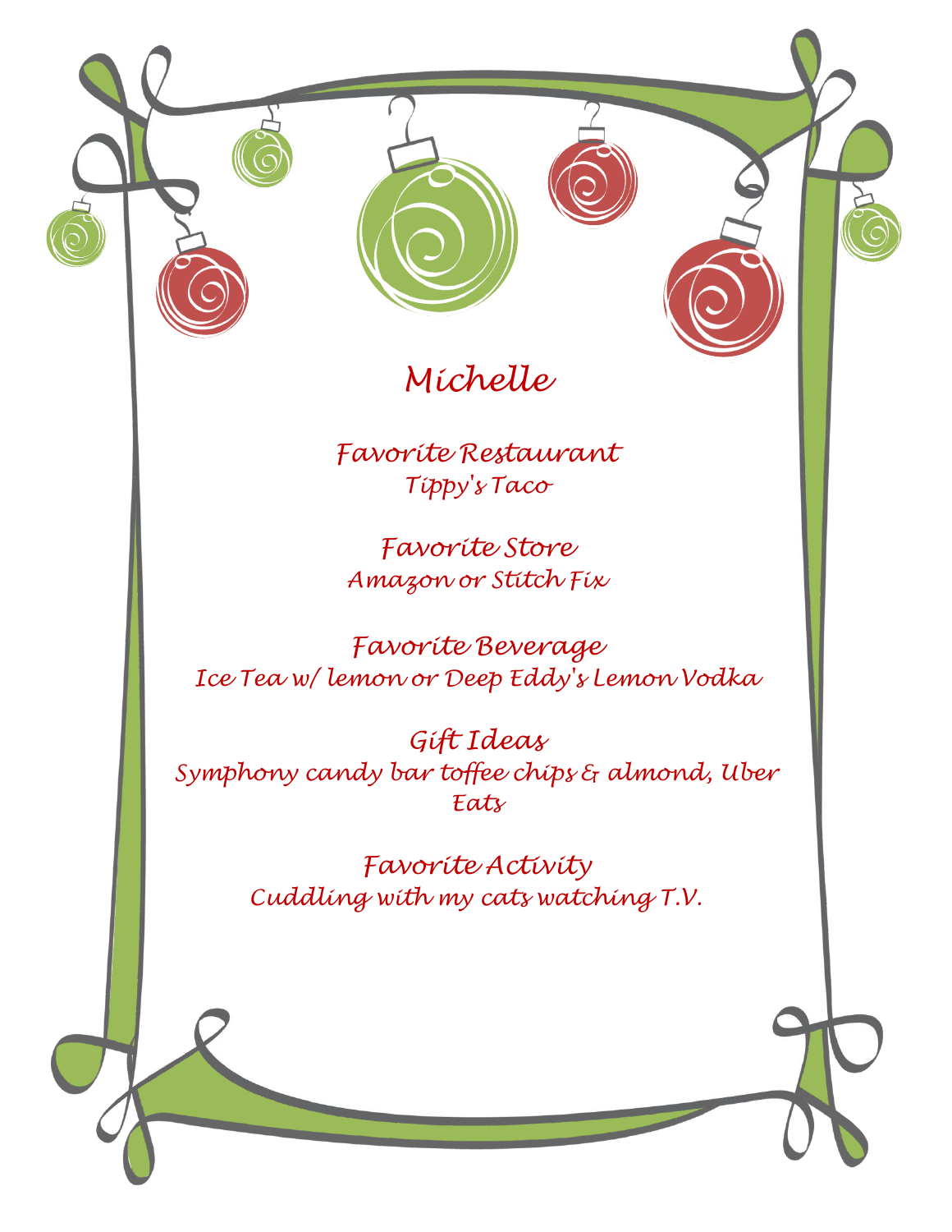# Michelle

**Favorite Restaurant**
Tippy's Taco

**Favorite Store**
Amazon or Stitch Fix

**Favorite Beverage**
Ice Tea w/ lemon or Deep Eddy's Lemon Vodka

**Gift Ideas**
Symphony candy bar toffee chips & almond, Uber Eats

**Favorite Activity**
Cuddling with my cats watching T.V.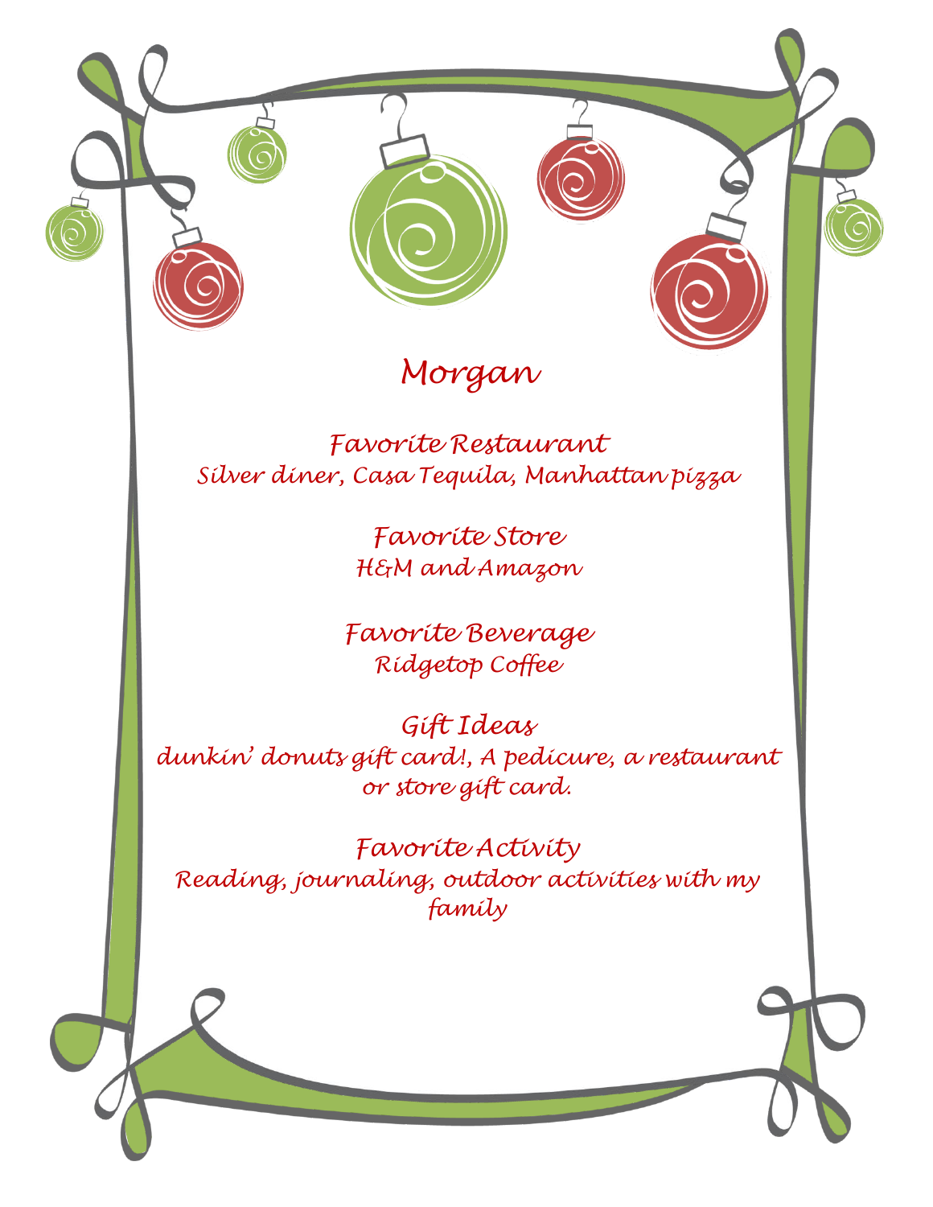# Morgan

## Favorite Restaurant

Silver diner, Casa Tequila, Manhattan pizza

## Favorite Store

H&M and Amazon

## Favorite Beverage

Ridgetop Coffee

## Gift Ideas

dunkin' donuts gift card!, A pedicure, a restaurant or store gift card.

## Favorite Activity

Reading, journaling, outdoor activities with my family